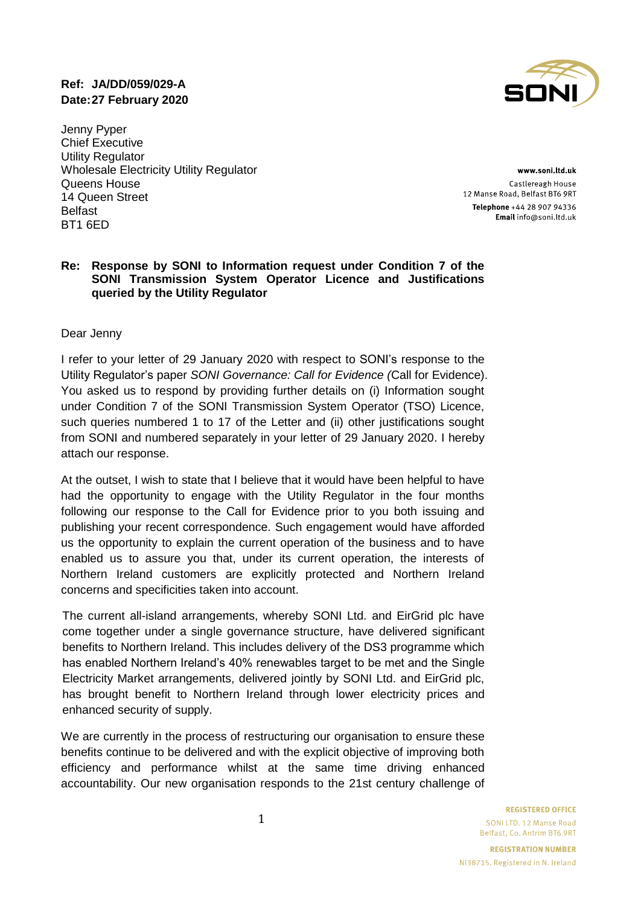**Ref: JA/DD/059/029-A**
**Date: 27 February 2020**

SONI

www.soni.ltd.uk
Castlereagh House
12 Manse Road, Belfast BT6 9RT
Telephone +44 28 907 94336
Email info@soni.ltd.uk

Jenny Pyper
Chief Executive
Utility Regulator
Wholesale Electricity Utility Regulator
Queens House
14 Queen Street
Belfast
BT1 6ED

**Re: Response by SONI to Information request under Condition 7 of the SONI Transmission System Operator Licence and Justifications queried by the Utility Regulator**

Dear Jenny

I refer to your letter of 29 January 2020 with respect to SONI's response to the Utility Regulator's paper *SONI Governance: Call for Evidence (*Call for Evidence). You asked us to respond by providing further details on (i) Information sought under Condition 7 of the SONI Transmission System Operator (TSO) Licence, such queries numbered 1 to 17 of the Letter and (ii) other justifications sought from SONI and numbered separately in your letter of 29 January 2020. I hereby attach our response.

At the outset, I wish to state that I believe that it would have been helpful to have had the opportunity to engage with the Utility Regulator in the four months following our response to the Call for Evidence prior to you both issuing and publishing your recent correspondence. Such engagement would have afforded us the opportunity to explain the current operation of the business and to have enabled us to assure you that, under its current operation, the interests of Northern Ireland customers are explicitly protected and Northern Ireland concerns and specificities taken into account.

The current all-island arrangements, whereby SONI Ltd. and EirGrid plc have come together under a single governance structure, have delivered significant benefits to Northern Ireland. This includes delivery of the DS3 programme which has enabled Northern Ireland's 40% renewables target to be met and the Single Electricity Market arrangements, delivered jointly by SONI Ltd. and EirGrid plc, has brought benefit to Northern Ireland through lower electricity prices and enhanced security of supply.

We are currently in the process of restructuring our organisation to ensure these benefits continue to be delivered and with the explicit objective of improving both efficiency and performance whilst at the same time driving enhanced accountability. Our new organisation responds to the 21st century challenge of

REGISTERED OFFICE
SONI LTD. 12 Manse Road
Belfast, Co. Antrim BT6 9RT

REGISTRATION NUMBER
NI38715. Registered in N. Ireland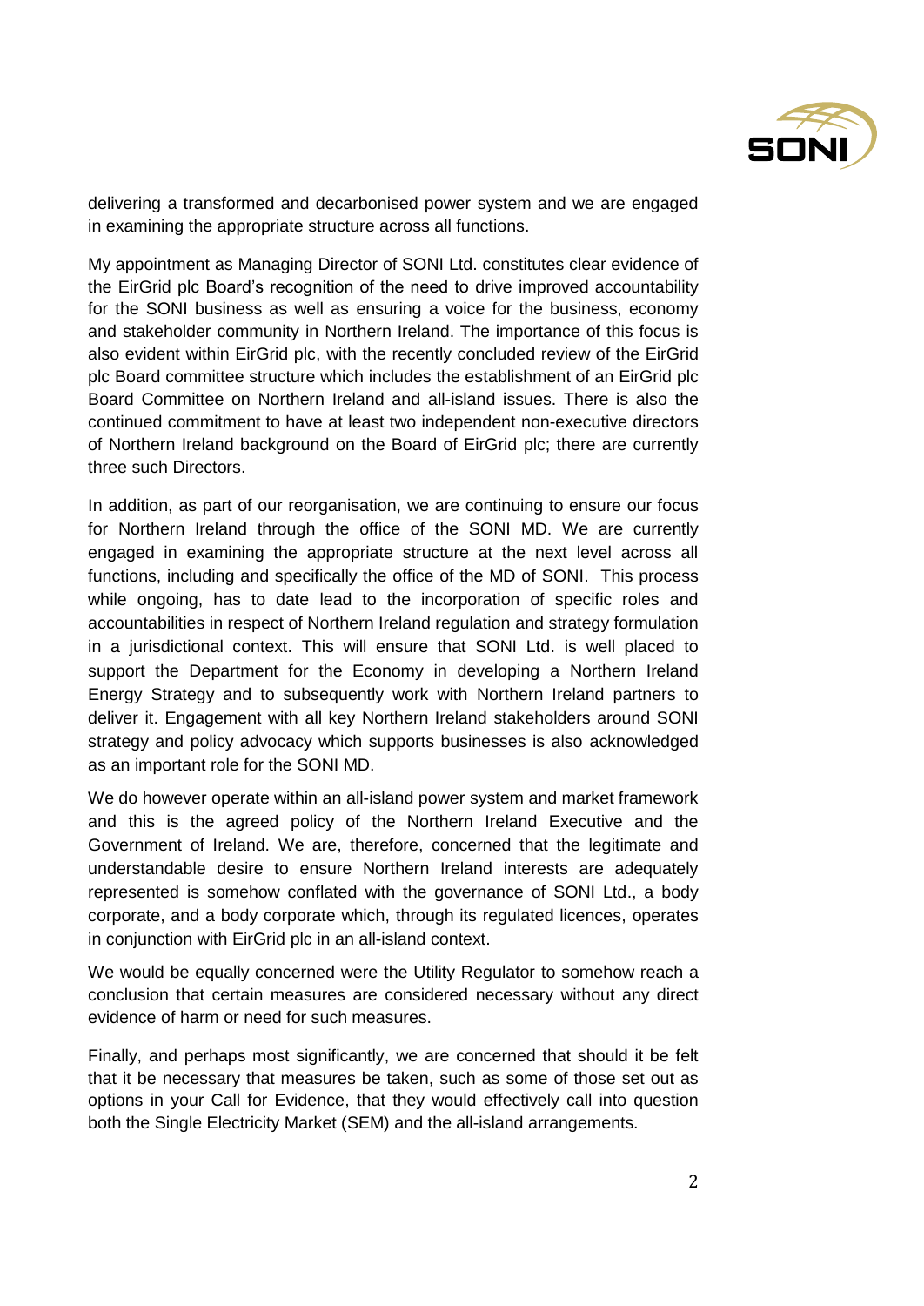delivering a transformed and decarbonised power system and we are engaged in examining the appropriate structure across all functions.

My appointment as Managing Director of SONI Ltd. constitutes clear evidence of the EirGrid plc Board's recognition of the need to drive improved accountability for the SONI business as well as ensuring a voice for the business, economy and stakeholder community in Northern Ireland. The importance of this focus is also evident within EirGrid plc, with the recently concluded review of the EirGrid plc Board committee structure which includes the establishment of an EirGrid plc Board Committee on Northern Ireland and all-island issues. There is also the continued commitment to have at least two independent non-executive directors of Northern Ireland background on the Board of EirGrid plc; there are currently three such Directors.

In addition, as part of our reorganisation, we are continuing to ensure our focus for Northern Ireland through the office of the SONI MD. We are currently engaged in examining the appropriate structure at the next level across all functions, including and specifically the office of the MD of SONI. This process while ongoing, has to date lead to the incorporation of specific roles and accountabilities in respect of Northern Ireland regulation and strategy formulation in a jurisdictional context. This will ensure that SONI Ltd. is well placed to support the Department for the Economy in developing a Northern Ireland Energy Strategy and to subsequently work with Northern Ireland partners to deliver it. Engagement with all key Northern Ireland stakeholders around SONI strategy and policy advocacy which supports businesses is also acknowledged as an important role for the SONI MD.

We do however operate within an all-island power system and market framework and this is the agreed policy of the Northern Ireland Executive and the Government of Ireland. We are, therefore, concerned that the legitimate and understandable desire to ensure Northern Ireland interests are adequately represented is somehow conflated with the governance of SONI Ltd., a body corporate, and a body corporate which, through its regulated licences, operates in conjunction with EirGrid plc in an all-island context.

We would be equally concerned were the Utility Regulator to somehow reach a conclusion that certain measures are considered necessary without any direct evidence of harm or need for such measures.

Finally, and perhaps most significantly, we are concerned that should it be felt that it be necessary that measures be taken, such as some of those set out as options in your Call for Evidence, that they would effectively call into question both the Single Electricity Market (SEM) and the all-island arrangements.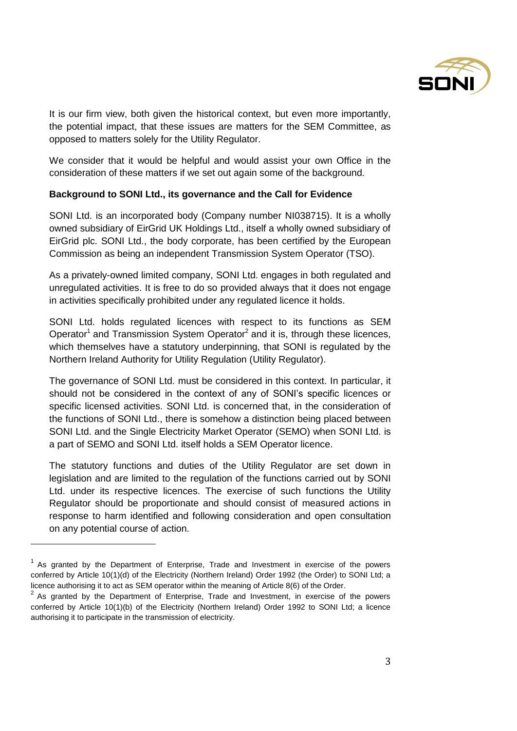It is our firm view, both given the historical context, but even more importantly, the potential impact, that these issues are matters for the SEM Committee, as opposed to matters solely for the Utility Regulator.

We consider that it would be helpful and would assist your own Office in the consideration of these matters if we set out again some of the background.

**Background to SONI Ltd., its governance and the Call for Evidence**

SONI Ltd. is an incorporated body (Company number NI038715). It is a wholly owned subsidiary of EirGrid UK Holdings Ltd., itself a wholly owned subsidiary of EirGrid plc. SONI Ltd., the body corporate, has been certified by the European Commission as being an independent Transmission System Operator (TSO).

As a privately-owned limited company, SONI Ltd. engages in both regulated and unregulated activities. It is free to do so provided always that it does not engage in activities specifically prohibited under any regulated licence it holds.

SONI Ltd. holds regulated licences with respect to its functions as SEM Operator[1] and Transmission System Operator[2] and it is, through these licences, which themselves have a statutory underpinning, that SONI is regulated by the Northern Ireland Authority for Utility Regulation (Utility Regulator).

The governance of SONI Ltd. must be considered in this context. In particular, it should not be considered in the context of any of SONI's specific licences or specific licensed activities. SONI Ltd. is concerned that, in the consideration of the functions of SONI Ltd., there is somehow a distinction being placed between SONI Ltd. and the Single Electricity Market Operator (SEMO) when SONI Ltd. is a part of SEMO and SONI Ltd. itself holds a SEM Operator licence.

The statutory functions and duties of the Utility Regulator are set down in legislation and are limited to the regulation of the functions carried out by SONI Ltd. under its respective licences. The exercise of such functions the Utility Regulator should be proportionate and should consist of measured actions in response to harm identified and following consideration and open consultation on any potential course of action.

---

[1] As granted by the Department of Enterprise, Trade and Investment in exercise of the powers conferred by Article 10(1)(d) of the Electricity (Northern Ireland) Order 1992 (the Order) to SONI Ltd; a licence authorising it to act as SEM operator within the meaning of Article 8(6) of the Order.

[2] As granted by the Department of Enterprise, Trade and Investment, in exercise of the powers conferred by Article 10(1)(b) of the Electricity (Northern Ireland) Order 1992 to SONI Ltd; a licence authorising it to participate in the transmission of electricity.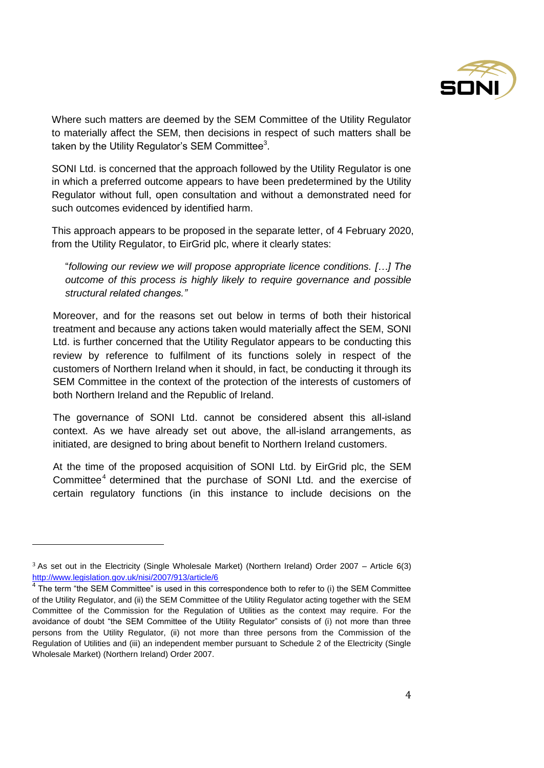Where such matters are deemed by the SEM Committee of the Utility Regulator to materially affect the SEM, then decisions in respect of such matters shall be taken by the Utility Regulator's SEM Committee[3].

SONI Ltd. is concerned that the approach followed by the Utility Regulator is one in which a preferred outcome appears to have been predetermined by the Utility Regulator without full, open consultation and without a demonstrated need for such outcomes evidenced by identified harm.

This approach appears to be proposed in the separate letter, of 4 February 2020, from the Utility Regulator, to EirGrid plc, where it clearly states:

> "*following our review we will propose appropriate licence conditions. […] The outcome of this process is highly likely to require governance and possible structural related changes."*

Moreover, and for the reasons set out below in terms of both their historical treatment and because any actions taken would materially affect the SEM, SONI Ltd. is further concerned that the Utility Regulator appears to be conducting this review by reference to fulfilment of its functions solely in respect of the customers of Northern Ireland when it should, in fact, be conducting it through its SEM Committee in the context of the protection of the interests of customers of both Northern Ireland and the Republic of Ireland.

The governance of SONI Ltd. cannot be considered absent this all-island context. As we have already set out above, the all-island arrangements, as initiated, are designed to bring about benefit to Northern Ireland customers.

At the time of the proposed acquisition of SONI Ltd. by EirGrid plc, the SEM Committee[4] determined that the purchase of SONI Ltd. and the exercise of certain regulatory functions (in this instance to include decisions on the

---

[3] As set out in the Electricity (Single Wholesale Market) (Northern Ireland) Order 2007 – Article 6(3) http://www.legislation.gov.uk/nisi/2007/913/article/6

[4] The term "the SEM Committee" is used in this correspondence both to refer to (i) the SEM Committee of the Utility Regulator, and (ii) the SEM Committee of the Utility Regulator acting together with the SEM Committee of the Commission for the Regulation of Utilities as the context may require. For the avoidance of doubt "the SEM Committee of the Utility Regulator" consists of (i) not more than three persons from the Utility Regulator, (ii) not more than three persons from the Commission of the Regulation of Utilities and (iii) an independent member pursuant to Schedule 2 of the Electricity (Single Wholesale Market) (Northern Ireland) Order 2007.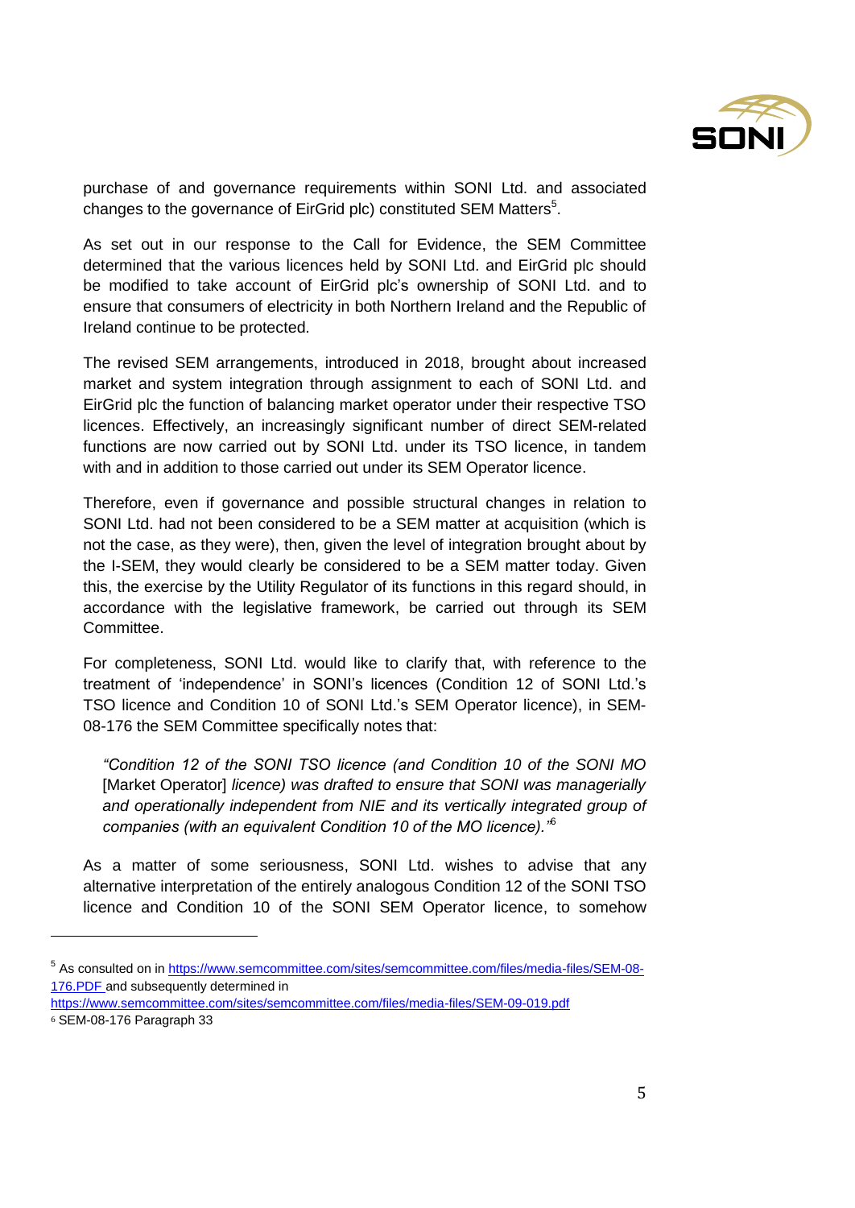purchase of and governance requirements within SONI Ltd. and associated changes to the governance of EirGrid plc) constituted SEM Matters[5].

As set out in our response to the Call for Evidence, the SEM Committee determined that the various licences held by SONI Ltd. and EirGrid plc should be modified to take account of EirGrid plc's ownership of SONI Ltd. and to ensure that consumers of electricity in both Northern Ireland and the Republic of Ireland continue to be protected.

The revised SEM arrangements, introduced in 2018, brought about increased market and system integration through assignment to each of SONI Ltd. and EirGrid plc the function of balancing market operator under their respective TSO licences. Effectively, an increasingly significant number of direct SEM-related functions are now carried out by SONI Ltd. under its TSO licence, in tandem with and in addition to those carried out under its SEM Operator licence.

Therefore, even if governance and possible structural changes in relation to SONI Ltd. had not been considered to be a SEM matter at acquisition (which is not the case, as they were), then, given the level of integration brought about by the I-SEM, they would clearly be considered to be a SEM matter today. Given this, the exercise by the Utility Regulator of its functions in this regard should, in accordance with the legislative framework, be carried out through its SEM Committee.

For completeness, SONI Ltd. would like to clarify that, with reference to the treatment of 'independence' in SONI's licences (Condition 12 of SONI Ltd.'s TSO licence and Condition 10 of SONI Ltd.'s SEM Operator licence), in SEM-08-176 the SEM Committee specifically notes that:

> *"Condition 12 of the SONI TSO licence (and Condition 10 of the SONI MO* [Market Operator] *licence) was drafted to ensure that SONI was managerially and operationally independent from NIE and its vertically integrated group of companies (with an equivalent Condition 10 of the MO licence)."*[6]

As a matter of some seriousness, SONI Ltd. wishes to advise that any alternative interpretation of the entirely analogous Condition 12 of the SONI TSO licence and Condition 10 of the SONI SEM Operator licence, to somehow

---

[5] As consulted on in https://www.semcommittee.com/sites/semcommittee.com/files/media-files/SEM-08-176.PDF and subsequently determined in https://www.semcommittee.com/sites/semcommittee.com/files/media-files/SEM-09-019.pdf

[6] SEM-08-176 Paragraph 33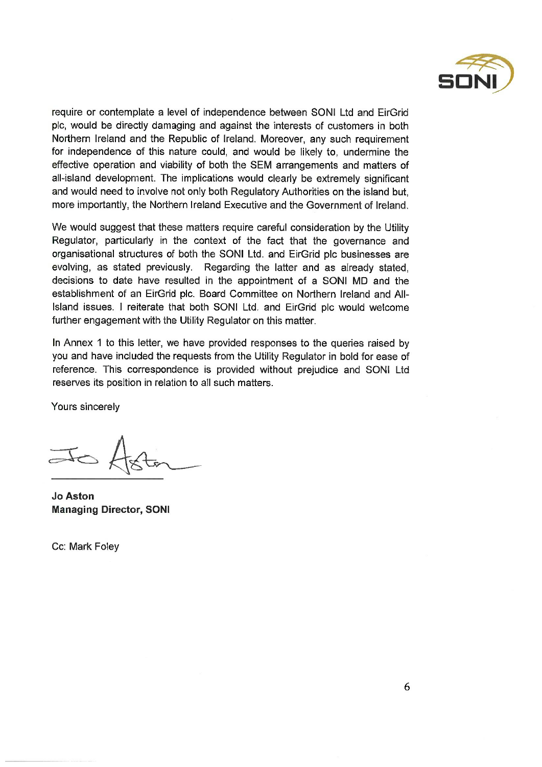require or contemplate a level of independence between SONI Ltd and EirGrid plc, would be directly damaging and against the interests of customers in both Northern Ireland and the Republic of Ireland. Moreover, any such requirement for independence of this nature could, and would be likely to, undermine the effective operation and viability of both the SEM arrangements and matters of all-island development. The implications would clearly be extremely significant and would need to involve not only both Regulatory Authorities on the island but, more importantly, the Northern Ireland Executive and the Government of Ireland.

We would suggest that these matters require careful consideration by the Utility Regulator, particularly in the context of the fact that the governance and organisational structures of both the SONI Ltd. and EirGrid plc businesses are evolving, as stated previously. Regarding the latter and as already stated, decisions to date have resulted in the appointment of a SONI MD and the establishment of an EirGrid plc. Board Committee on Northern Ireland and All-Island issues. I reiterate that both SONI Ltd. and EirGrid plc would welcome further engagement with the Utility Regulator on this matter.

In Annex 1 to this letter, we have provided responses to the queries raised by you and have included the requests from the Utility Regulator in bold for ease of reference. This correspondence is provided without prejudice and SONI Ltd reserves its position in relation to all such matters.

Yours sincerely

**Jo Aston**
**Managing Director, SONI**

Cc: Mark Foley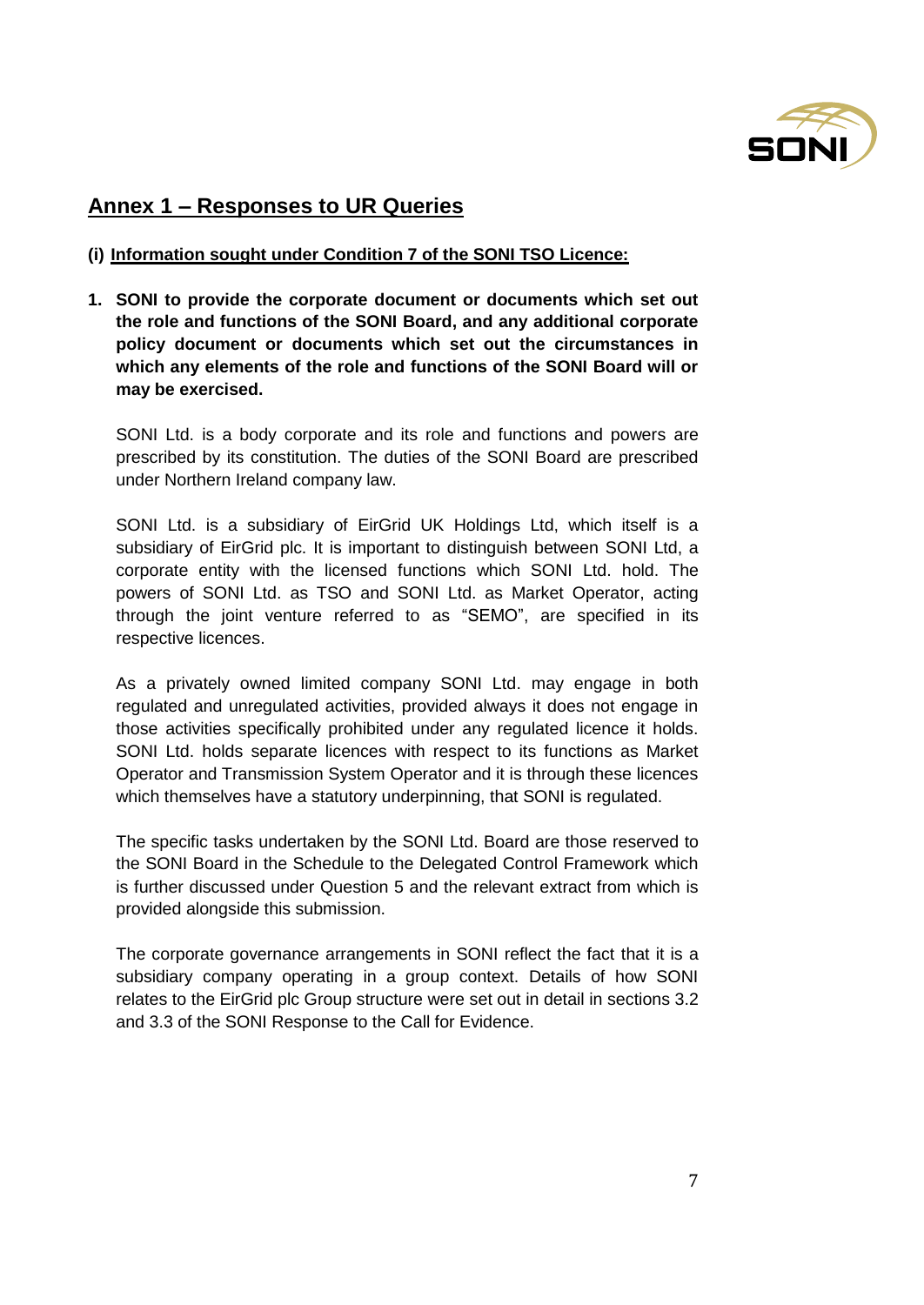## Annex 1 – Responses to UR Queries

**(i) Information sought under Condition 7 of the SONI TSO Licence:**

1. **SONI to provide the corporate document or documents which set out the role and functions of the SONI Board, and any additional corporate policy document or documents which set out the circumstances in which any elements of the role and functions of the SONI Board will or may be exercised.**

   SONI Ltd. is a body corporate and its role and functions and powers are prescribed by its constitution. The duties of the SONI Board are prescribed under Northern Ireland company law.

   SONI Ltd. is a subsidiary of EirGrid UK Holdings Ltd, which itself is a subsidiary of EirGrid plc. It is important to distinguish between SONI Ltd, a corporate entity with the licensed functions which SONI Ltd. hold. The powers of SONI Ltd. as TSO and SONI Ltd. as Market Operator, acting through the joint venture referred to as "SEMO", are specified in its respective licences.

   As a privately owned limited company SONI Ltd. may engage in both regulated and unregulated activities, provided always it does not engage in those activities specifically prohibited under any regulated licence it holds. SONI Ltd. holds separate licences with respect to its functions as Market Operator and Transmission System Operator and it is through these licences which themselves have a statutory underpinning, that SONI is regulated.

   The specific tasks undertaken by the SONI Ltd. Board are those reserved to the SONI Board in the Schedule to the Delegated Control Framework which is further discussed under Question 5 and the relevant extract from which is provided alongside this submission.

   The corporate governance arrangements in SONI reflect the fact that it is a subsidiary company operating in a group context. Details of how SONI relates to the EirGrid plc Group structure were set out in detail in sections 3.2 and 3.3 of the SONI Response to the Call for Evidence.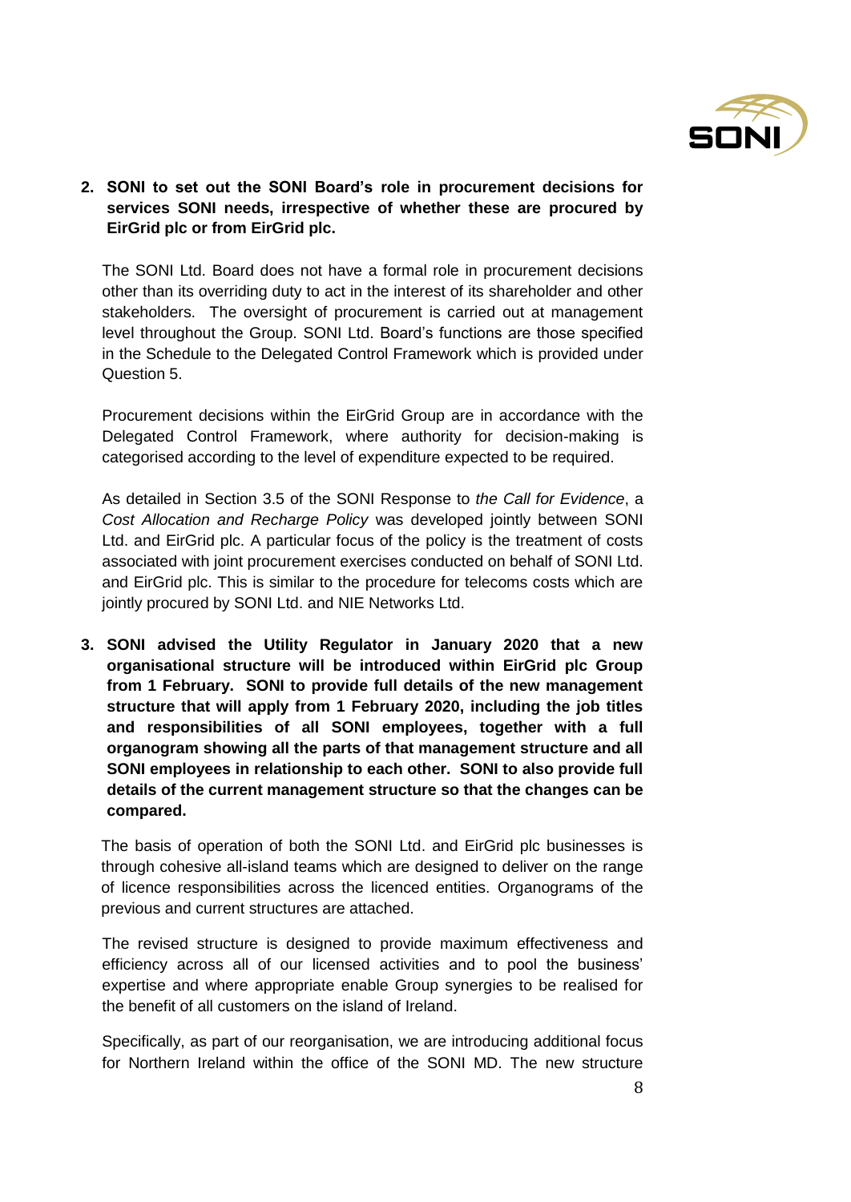**2. SONI to set out the SONI Board's role in procurement decisions for services SONI needs, irrespective of whether these are procured by EirGrid plc or from EirGrid plc.**

The SONI Ltd. Board does not have a formal role in procurement decisions other than its overriding duty to act in the interest of its shareholder and other stakeholders. The oversight of procurement is carried out at management level throughout the Group. SONI Ltd. Board's functions are those specified in the Schedule to the Delegated Control Framework which is provided under Question 5.

Procurement decisions within the EirGrid Group are in accordance with the Delegated Control Framework, where authority for decision-making is categorised according to the level of expenditure expected to be required.

As detailed in Section 3.5 of the SONI Response to *the Call for Evidence*, a *Cost Allocation and Recharge Policy* was developed jointly between SONI Ltd. and EirGrid plc. A particular focus of the policy is the treatment of costs associated with joint procurement exercises conducted on behalf of SONI Ltd. and EirGrid plc. This is similar to the procedure for telecoms costs which are jointly procured by SONI Ltd. and NIE Networks Ltd.

**3. SONI advised the Utility Regulator in January 2020 that a new organisational structure will be introduced within EirGrid plc Group from 1 February. SONI to provide full details of the new management structure that will apply from 1 February 2020, including the job titles and responsibilities of all SONI employees, together with a full organogram showing all the parts of that management structure and all SONI employees in relationship to each other. SONI to also provide full details of the current management structure so that the changes can be compared.**

The basis of operation of both the SONI Ltd. and EirGrid plc businesses is through cohesive all-island teams which are designed to deliver on the range of licence responsibilities across the licenced entities. Organograms of the previous and current structures are attached.

The revised structure is designed to provide maximum effectiveness and efficiency across all of our licensed activities and to pool the business' expertise and where appropriate enable Group synergies to be realised for the benefit of all customers on the island of Ireland.

Specifically, as part of our reorganisation, we are introducing additional focus for Northern Ireland within the office of the SONI MD. The new structure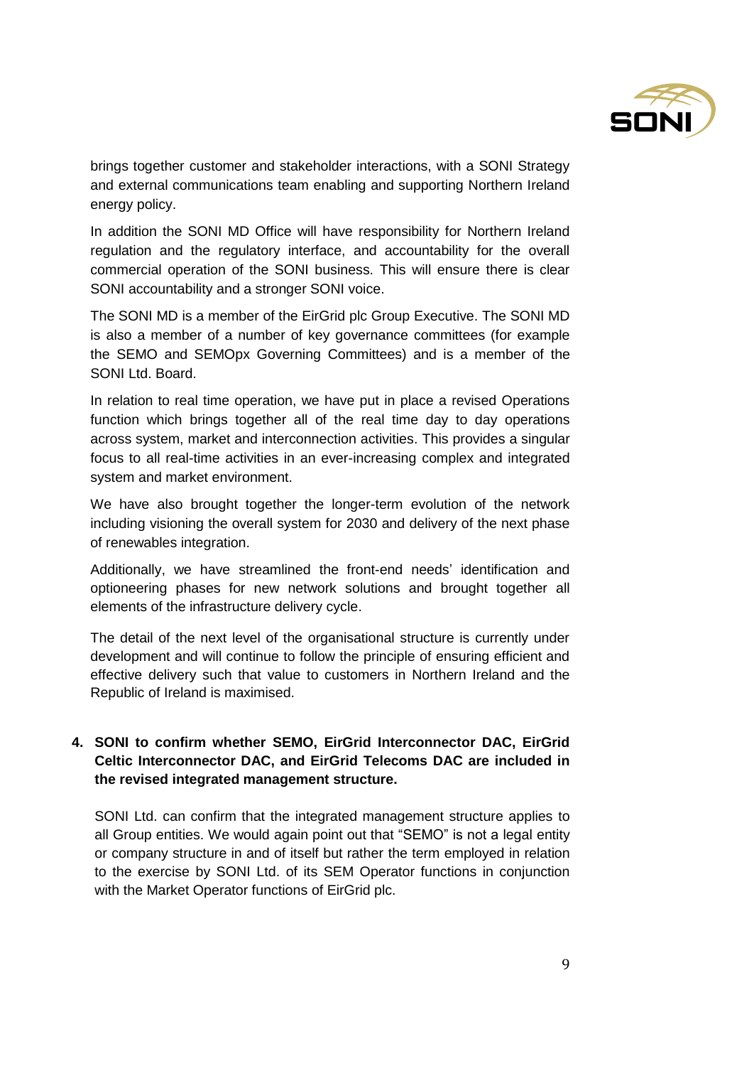brings together customer and stakeholder interactions, with a SONI Strategy and external communications team enabling and supporting Northern Ireland energy policy.

In addition the SONI MD Office will have responsibility for Northern Ireland regulation and the regulatory interface, and accountability for the overall commercial operation of the SONI business. This will ensure there is clear SONI accountability and a stronger SONI voice.

The SONI MD is a member of the EirGrid plc Group Executive. The SONI MD is also a member of a number of key governance committees (for example the SEMO and SEMOpx Governing Committees) and is a member of the SONI Ltd. Board.

In relation to real time operation, we have put in place a revised Operations function which brings together all of the real time day to day operations across system, market and interconnection activities. This provides a singular focus to all real-time activities in an ever-increasing complex and integrated system and market environment.

We have also brought together the longer-term evolution of the network including visioning the overall system for 2030 and delivery of the next phase of renewables integration.

Additionally, we have streamlined the front-end needs' identification and optioneering phases for new network solutions and brought together all elements of the infrastructure delivery cycle.

The detail of the next level of the organisational structure is currently under development and will continue to follow the principle of ensuring efficient and effective delivery such that value to customers in Northern Ireland and the Republic of Ireland is maximised.

**4. SONI to confirm whether SEMO, EirGrid Interconnector DAC, EirGrid Celtic Interconnector DAC, and EirGrid Telecoms DAC are included in the revised integrated management structure.**

SONI Ltd. can confirm that the integrated management structure applies to all Group entities. We would again point out that "SEMO" is not a legal entity or company structure in and of itself but rather the term employed in relation to the exercise by SONI Ltd. of its SEM Operator functions in conjunction with the Market Operator functions of EirGrid plc.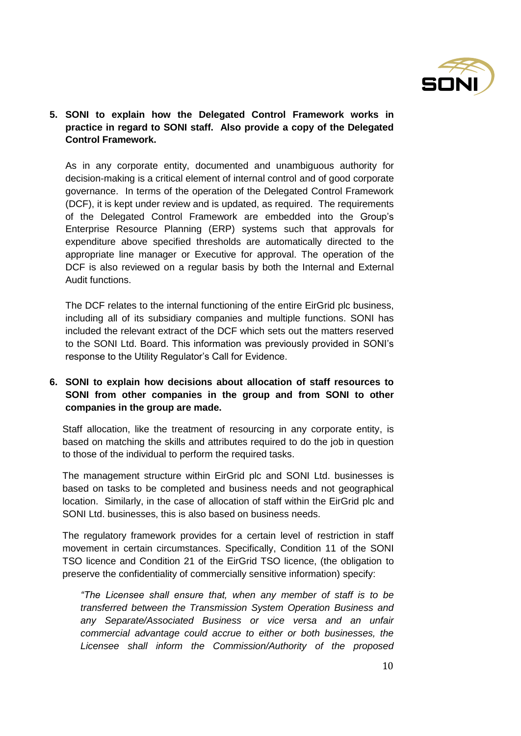**5. SONI to explain how the Delegated Control Framework works in practice in regard to SONI staff. Also provide a copy of the Delegated Control Framework.**

As in any corporate entity, documented and unambiguous authority for decision-making is a critical element of internal control and of good corporate governance. In terms of the operation of the Delegated Control Framework (DCF), it is kept under review and is updated, as required. The requirements of the Delegated Control Framework are embedded into the Group's Enterprise Resource Planning (ERP) systems such that approvals for expenditure above specified thresholds are automatically directed to the appropriate line manager or Executive for approval. The operation of the DCF is also reviewed on a regular basis by both the Internal and External Audit functions.

The DCF relates to the internal functioning of the entire EirGrid plc business, including all of its subsidiary companies and multiple functions. SONI has included the relevant extract of the DCF which sets out the matters reserved to the SONI Ltd. Board. This information was previously provided in SONI's response to the Utility Regulator's Call for Evidence.

**6. SONI to explain how decisions about allocation of staff resources to SONI from other companies in the group and from SONI to other companies in the group are made.**

Staff allocation, like the treatment of resourcing in any corporate entity, is based on matching the skills and attributes required to do the job in question to those of the individual to perform the required tasks.

The management structure within EirGrid plc and SONI Ltd. businesses is based on tasks to be completed and business needs and not geographical location. Similarly, in the case of allocation of staff within the EirGrid plc and SONI Ltd. businesses, this is also based on business needs.

The regulatory framework provides for a certain level of restriction in staff movement in certain circumstances. Specifically, Condition 11 of the SONI TSO licence and Condition 21 of the EirGrid TSO licence, (the obligation to preserve the confidentiality of commercially sensitive information) specify:

*"The Licensee shall ensure that, when any member of staff is to be transferred between the Transmission System Operation Business and any Separate/Associated Business or vice versa and an unfair commercial advantage could accrue to either or both businesses, the Licensee shall inform the Commission/Authority of the proposed*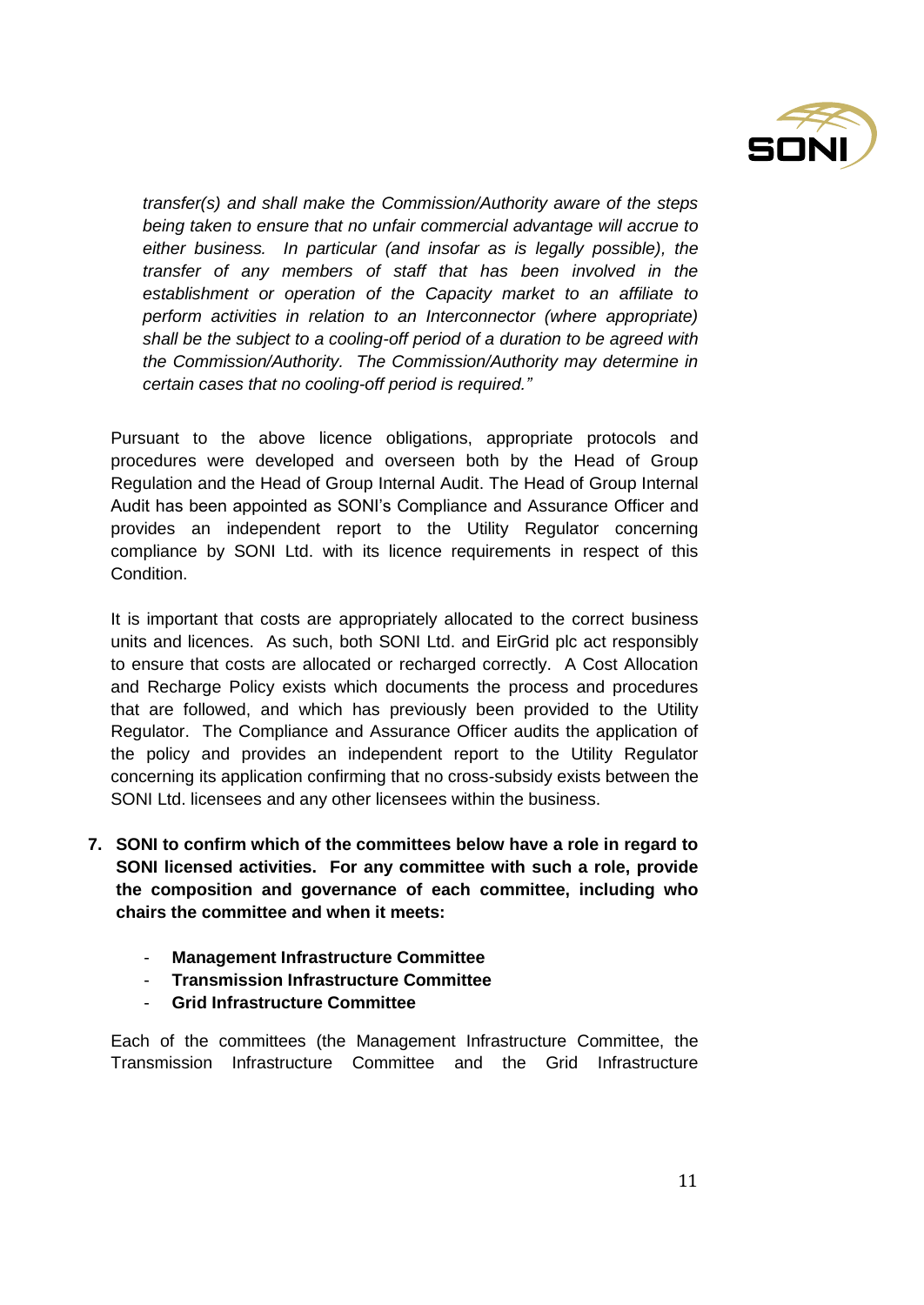*transfer(s) and shall make the Commission/Authority aware of the steps being taken to ensure that no unfair commercial advantage will accrue to either business. In particular (and insofar as is legally possible), the transfer of any members of staff that has been involved in the establishment or operation of the Capacity market to an affiliate to perform activities in relation to an Interconnector (where appropriate) shall be the subject to a cooling-off period of a duration to be agreed with the Commission/Authority. The Commission/Authority may determine in certain cases that no cooling-off period is required."*

Pursuant to the above licence obligations, appropriate protocols and procedures were developed and overseen both by the Head of Group Regulation and the Head of Group Internal Audit. The Head of Group Internal Audit has been appointed as SONI's Compliance and Assurance Officer and provides an independent report to the Utility Regulator concerning compliance by SONI Ltd. with its licence requirements in respect of this Condition.

It is important that costs are appropriately allocated to the correct business units and licences. As such, both SONI Ltd. and EirGrid plc act responsibly to ensure that costs are allocated or recharged correctly. A Cost Allocation and Recharge Policy exists which documents the process and procedures that are followed, and which has previously been provided to the Utility Regulator. The Compliance and Assurance Officer audits the application of the policy and provides an independent report to the Utility Regulator concerning its application confirming that no cross-subsidy exists between the SONI Ltd. licensees and any other licensees within the business.

7. **SONI to confirm which of the committees below have a role in regard to SONI licensed activities. For any committee with such a role, provide the composition and governance of each committee, including who chairs the committee and when it meets:**

   - **Management Infrastructure Committee**
   - **Transmission Infrastructure Committee**
   - **Grid Infrastructure Committee**

   Each of the committees (the Management Infrastructure Committee, the Transmission Infrastructure Committee and the Grid Infrastructure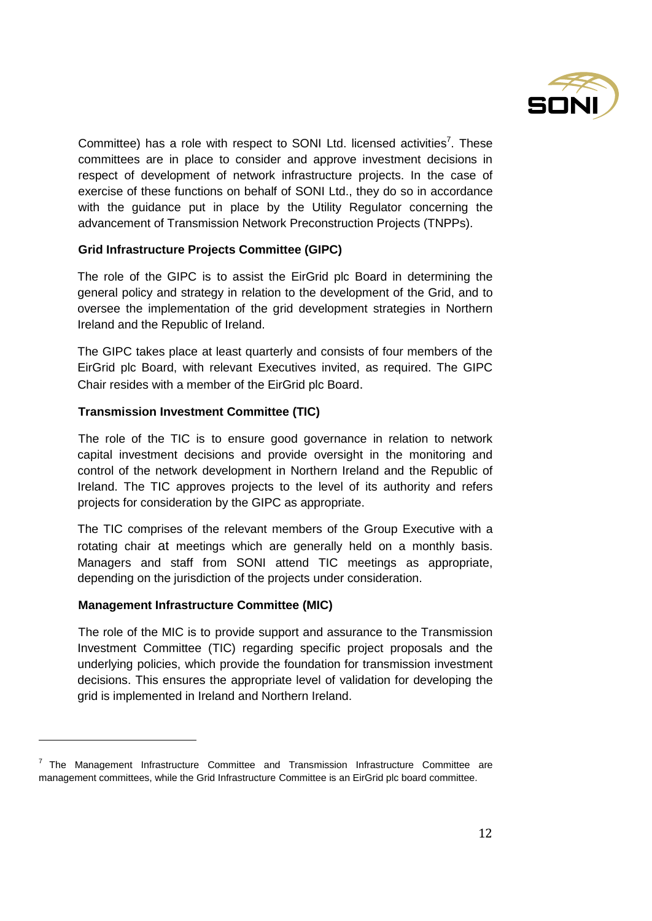Committee) has a role with respect to SONI Ltd. licensed activities[7]. These committees are in place to consider and approve investment decisions in respect of development of network infrastructure projects. In the case of exercise of these functions on behalf of SONI Ltd., they do so in accordance with the guidance put in place by the Utility Regulator concerning the advancement of Transmission Network Preconstruction Projects (TNPPs).

**Grid Infrastructure Projects Committee (GIPC)**

The role of the GIPC is to assist the EirGrid plc Board in determining the general policy and strategy in relation to the development of the Grid, and to oversee the implementation of the grid development strategies in Northern Ireland and the Republic of Ireland.

The GIPC takes place at least quarterly and consists of four members of the EirGrid plc Board, with relevant Executives invited, as required. The GIPC Chair resides with a member of the EirGrid plc Board.

**Transmission Investment Committee (TIC)**

The role of the TIC is to ensure good governance in relation to network capital investment decisions and provide oversight in the monitoring and control of the network development in Northern Ireland and the Republic of Ireland. The TIC approves projects to the level of its authority and refers projects for consideration by the GIPC as appropriate.

The TIC comprises of the relevant members of the Group Executive with a rotating chair at meetings which are generally held on a monthly basis. Managers and staff from SONI attend TIC meetings as appropriate, depending on the jurisdiction of the projects under consideration.

**Management Infrastructure Committee (MIC)**

The role of the MIC is to provide support and assurance to the Transmission Investment Committee (TIC) regarding specific project proposals and the underlying policies, which provide the foundation for transmission investment decisions. This ensures the appropriate level of validation for developing the grid is implemented in Ireland and Northern Ireland.

---

[7] The Management Infrastructure Committee and Transmission Infrastructure Committee are management committees, while the Grid Infrastructure Committee is an EirGrid plc board committee.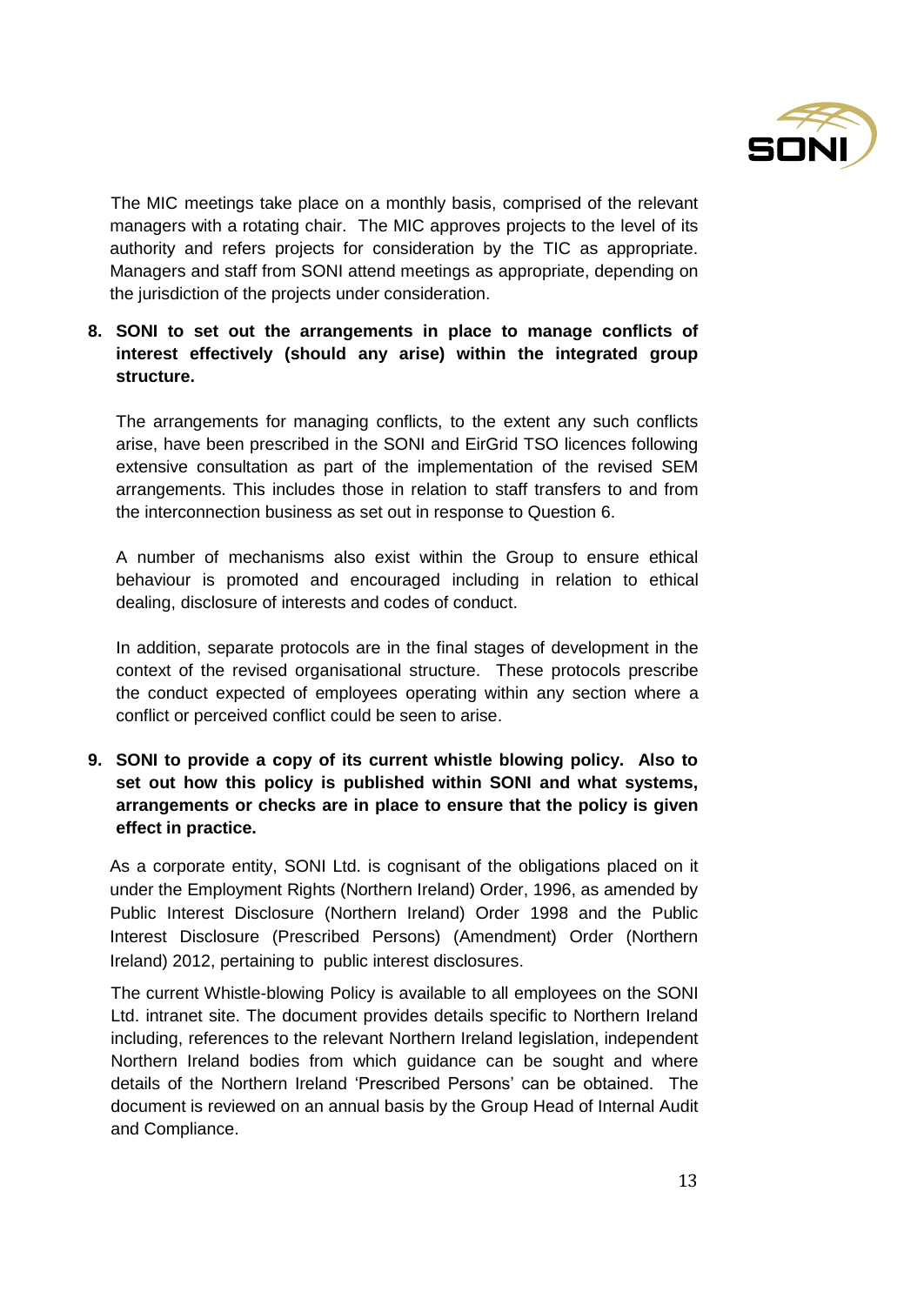The MIC meetings take place on a monthly basis, comprised of the relevant managers with a rotating chair. The MIC approves projects to the level of its authority and refers projects for consideration by the TIC as appropriate. Managers and staff from SONI attend meetings as appropriate, depending on the jurisdiction of the projects under consideration.

8. **SONI to set out the arrangements in place to manage conflicts of interest effectively (should any arise) within the integrated group structure.**

   The arrangements for managing conflicts, to the extent any such conflicts arise, have been prescribed in the SONI and EirGrid TSO licences following extensive consultation as part of the implementation of the revised SEM arrangements. This includes those in relation to staff transfers to and from the interconnection business as set out in response to Question 6.

   A number of mechanisms also exist within the Group to ensure ethical behaviour is promoted and encouraged including in relation to ethical dealing, disclosure of interests and codes of conduct.

   In addition, separate protocols are in the final stages of development in the context of the revised organisational structure. These protocols prescribe the conduct expected of employees operating within any section where a conflict or perceived conflict could be seen to arise.

9. **SONI to provide a copy of its current whistle blowing policy. Also to set out how this policy is published within SONI and what systems, arrangements or checks are in place to ensure that the policy is given effect in practice.**

   As a corporate entity, SONI Ltd. is cognisant of the obligations placed on it under the Employment Rights (Northern Ireland) Order, 1996, as amended by Public Interest Disclosure (Northern Ireland) Order 1998 and the Public Interest Disclosure (Prescribed Persons) (Amendment) Order (Northern Ireland) 2012, pertaining to public interest disclosures.

   The current Whistle-blowing Policy is available to all employees on the SONI Ltd. intranet site. The document provides details specific to Northern Ireland including, references to the relevant Northern Ireland legislation, independent Northern Ireland bodies from which guidance can be sought and where details of the Northern Ireland 'Prescribed Persons' can be obtained. The document is reviewed on an annual basis by the Group Head of Internal Audit and Compliance.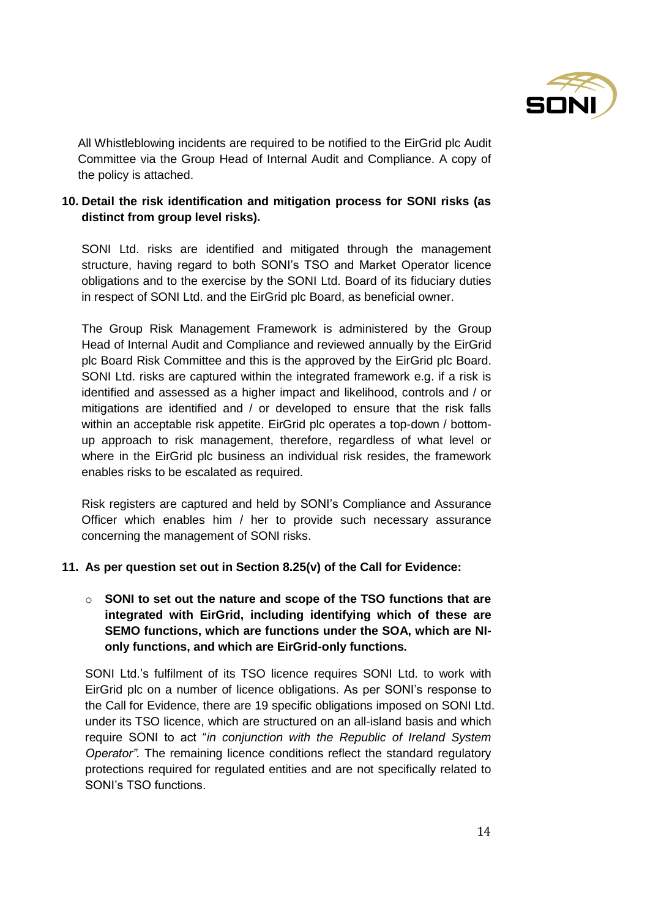All Whistleblowing incidents are required to be notified to the EirGrid plc Audit Committee via the Group Head of Internal Audit and Compliance. A copy of the policy is attached.

**10. Detail the risk identification and mitigation process for SONI risks (as distinct from group level risks).**

SONI Ltd. risks are identified and mitigated through the management structure, having regard to both SONI's TSO and Market Operator licence obligations and to the exercise by the SONI Ltd. Board of its fiduciary duties in respect of SONI Ltd. and the EirGrid plc Board, as beneficial owner.

The Group Risk Management Framework is administered by the Group Head of Internal Audit and Compliance and reviewed annually by the EirGrid plc Board Risk Committee and this is the approved by the EirGrid plc Board. SONI Ltd. risks are captured within the integrated framework e.g. if a risk is identified and assessed as a higher impact and likelihood, controls and / or mitigations are identified and / or developed to ensure that the risk falls within an acceptable risk appetite. EirGrid plc operates a top-down / bottom-up approach to risk management, therefore, regardless of what level or where in the EirGrid plc business an individual risk resides, the framework enables risks to be escalated as required.

Risk registers are captured and held by SONI's Compliance and Assurance Officer which enables him / her to provide such necessary assurance concerning the management of SONI risks.

**11. As per question set out in Section 8.25(v) of the Call for Evidence:**

- **SONI to set out the nature and scope of the TSO functions that are integrated with EirGrid, including identifying which of these are SEMO functions, which are functions under the SOA, which are NI-only functions, and which are EirGrid-only functions.**

SONI Ltd.'s fulfilment of its TSO licence requires SONI Ltd. to work with EirGrid plc on a number of licence obligations. As per SONI's response to the Call for Evidence, there are 19 specific obligations imposed on SONI Ltd. under its TSO licence, which are structured on an all-island basis and which require SONI to act "*in conjunction with the Republic of Ireland System Operator".* The remaining licence conditions reflect the standard regulatory protections required for regulated entities and are not specifically related to SONI's TSO functions.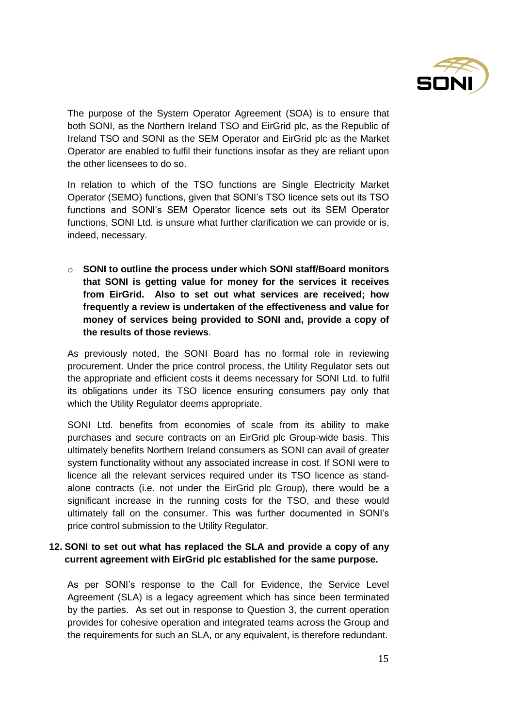The purpose of the System Operator Agreement (SOA) is to ensure that both SONI, as the Northern Ireland TSO and EirGrid plc, as the Republic of Ireland TSO and SONI as the SEM Operator and EirGrid plc as the Market Operator are enabled to fulfil their functions insofar as they are reliant upon the other licensees to do so.

In relation to which of the TSO functions are Single Electricity Market Operator (SEMO) functions, given that SONI's TSO licence sets out its TSO functions and SONI's SEM Operator licence sets out its SEM Operator functions, SONI Ltd. is unsure what further clarification we can provide or is, indeed, necessary.

- **SONI to outline the process under which SONI staff/Board monitors that SONI is getting value for money for the services it receives from EirGrid. Also to set out what services are received; how frequently a review is undertaken of the effectiveness and value for money of services being provided to SONI and, provide a copy of the results of those reviews**.

As previously noted, the SONI Board has no formal role in reviewing procurement. Under the price control process, the Utility Regulator sets out the appropriate and efficient costs it deems necessary for SONI Ltd. to fulfil its obligations under its TSO licence ensuring consumers pay only that which the Utility Regulator deems appropriate.

SONI Ltd. benefits from economies of scale from its ability to make purchases and secure contracts on an EirGrid plc Group-wide basis. This ultimately benefits Northern Ireland consumers as SONI can avail of greater system functionality without any associated increase in cost. If SONI were to licence all the relevant services required under its TSO licence as stand-alone contracts (i.e. not under the EirGrid plc Group), there would be a significant increase in the running costs for the TSO, and these would ultimately fall on the consumer. This was further documented in SONI's price control submission to the Utility Regulator.

**12. SONI to set out what has replaced the SLA and provide a copy of any current agreement with EirGrid plc established for the same purpose.**

As per SONI's response to the Call for Evidence, the Service Level Agreement (SLA) is a legacy agreement which has since been terminated by the parties. As set out in response to Question 3, the current operation provides for cohesive operation and integrated teams across the Group and the requirements for such an SLA, or any equivalent, is therefore redundant.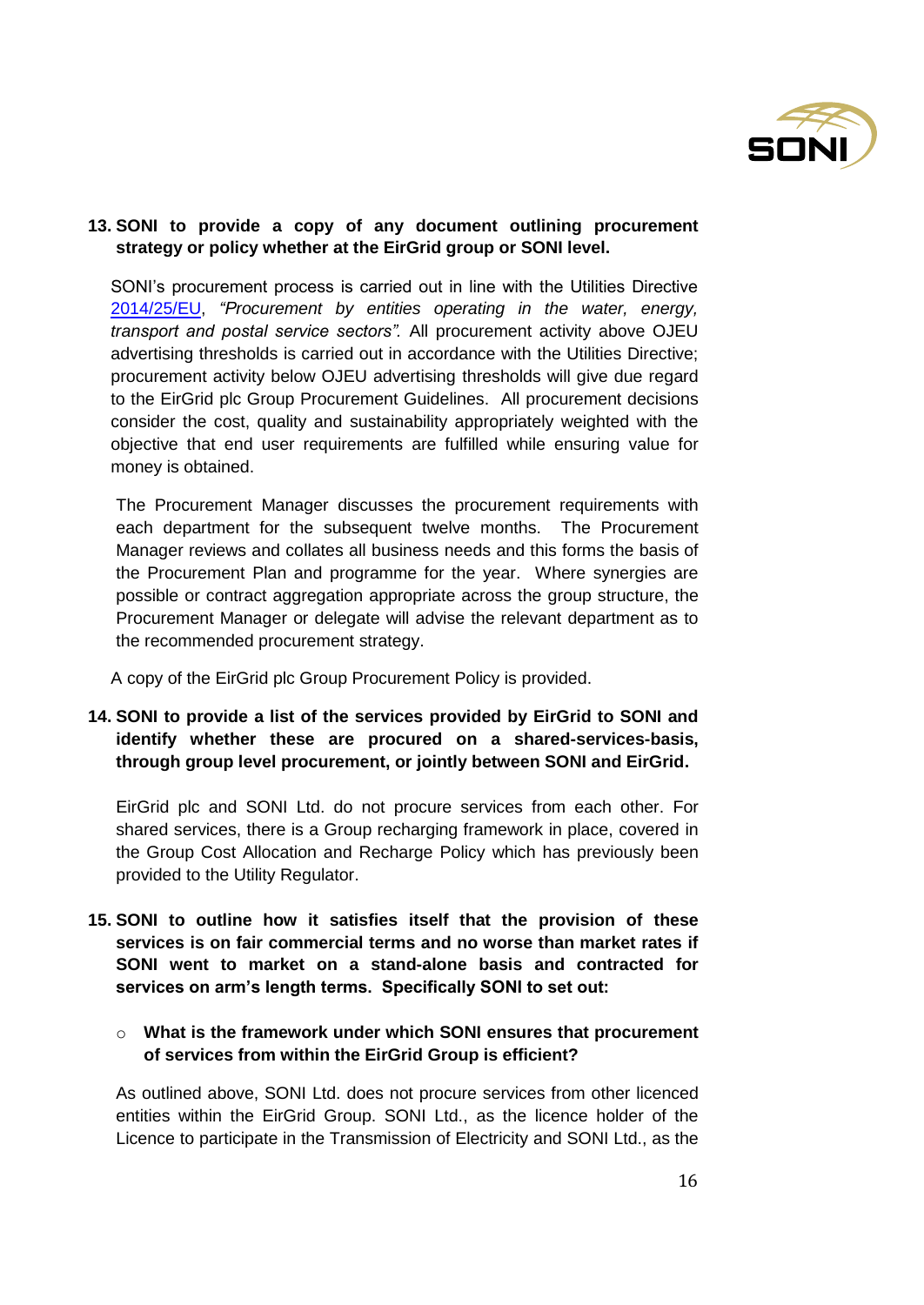**13. SONI to provide a copy of any document outlining procurement strategy or policy whether at the EirGrid group or SONI level.**

SONI's procurement process is carried out in line with the Utilities Directive [2014/25/EU](2014/25/EU), *"Procurement by entities operating in the water, energy, transport and postal service sectors".* All procurement activity above OJEU advertising thresholds is carried out in accordance with the Utilities Directive; procurement activity below OJEU advertising thresholds will give due regard to the EirGrid plc Group Procurement Guidelines. All procurement decisions consider the cost, quality and sustainability appropriately weighted with the objective that end user requirements are fulfilled while ensuring value for money is obtained.

The Procurement Manager discusses the procurement requirements with each department for the subsequent twelve months. The Procurement Manager reviews and collates all business needs and this forms the basis of the Procurement Plan and programme for the year. Where synergies are possible or contract aggregation appropriate across the group structure, the Procurement Manager or delegate will advise the relevant department as to the recommended procurement strategy.

A copy of the EirGrid plc Group Procurement Policy is provided.

**14. SONI to provide a list of the services provided by EirGrid to SONI and identify whether these are procured on a shared-services-basis, through group level procurement, or jointly between SONI and EirGrid.**

EirGrid plc and SONI Ltd. do not procure services from each other. For shared services, there is a Group recharging framework in place, covered in the Group Cost Allocation and Recharge Policy which has previously been provided to the Utility Regulator.

**15. SONI to outline how it satisfies itself that the provision of these services is on fair commercial terms and no worse than market rates if SONI went to market on a stand-alone basis and contracted for services on arm's length terms. Specifically SONI to set out:**

- **What is the framework under which SONI ensures that procurement of services from within the EirGrid Group is efficient?**

As outlined above, SONI Ltd. does not procure services from other licenced entities within the EirGrid Group. SONI Ltd., as the licence holder of the Licence to participate in the Transmission of Electricity and SONI Ltd., as the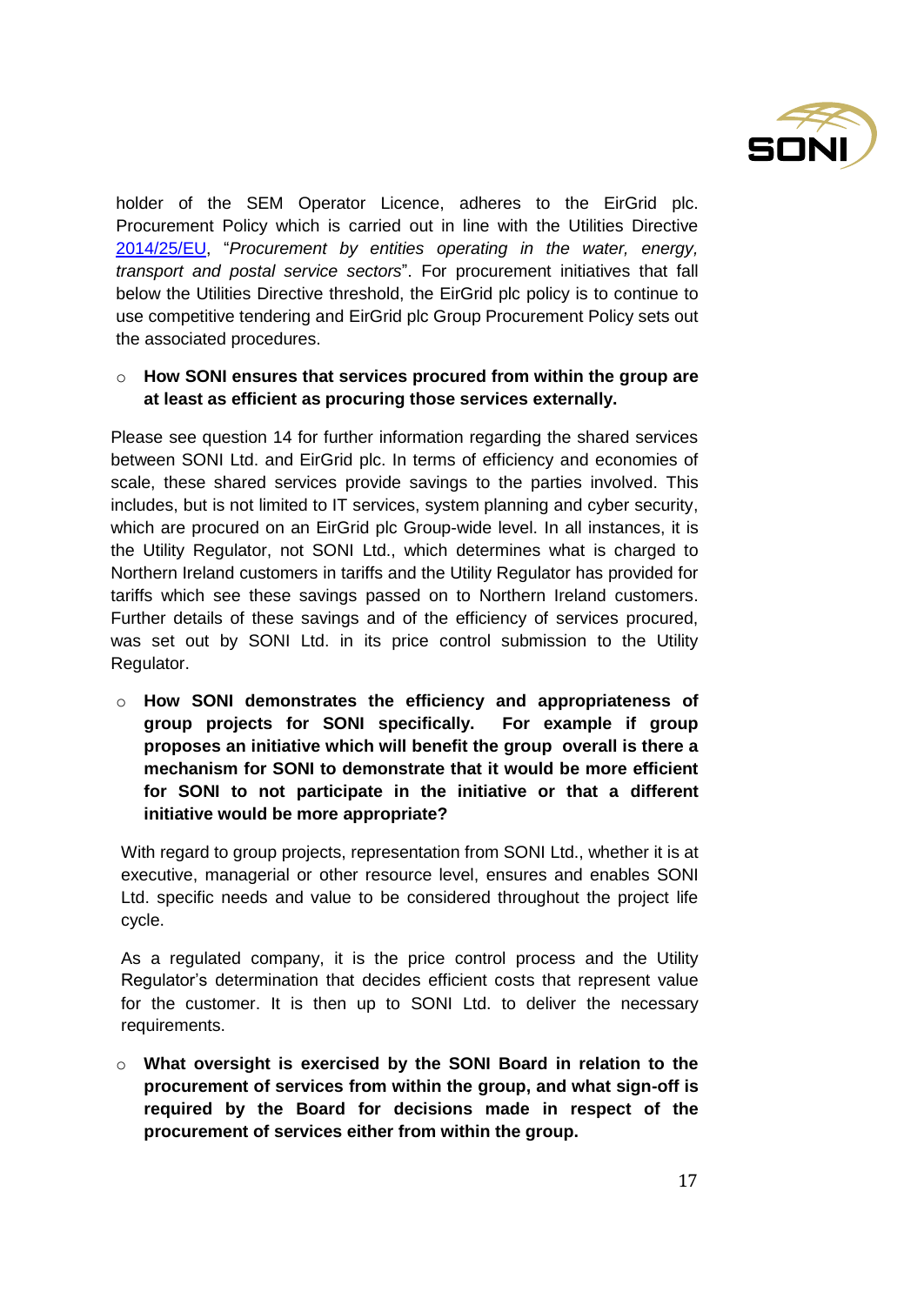holder of the SEM Operator Licence, adheres to the EirGrid plc. Procurement Policy which is carried out in line with the Utilities Directive [2014/25/EU](2014/25/EU), "*Procurement by entities operating in the water, energy, transport and postal service sectors*". For procurement initiatives that fall below the Utilities Directive threshold, the EirGrid plc policy is to continue to use competitive tendering and EirGrid plc Group Procurement Policy sets out the associated procedures.

- **How SONI ensures that services procured from within the group are at least as efficient as procuring those services externally.**

Please see question 14 for further information regarding the shared services between SONI Ltd. and EirGrid plc. In terms of efficiency and economies of scale, these shared services provide savings to the parties involved. This includes, but is not limited to IT services, system planning and cyber security, which are procured on an EirGrid plc Group-wide level. In all instances, it is the Utility Regulator, not SONI Ltd., which determines what is charged to Northern Ireland customers in tariffs and the Utility Regulator has provided for tariffs which see these savings passed on to Northern Ireland customers. Further details of these savings and of the efficiency of services procured, was set out by SONI Ltd. in its price control submission to the Utility Regulator.

- **How SONI demonstrates the efficiency and appropriateness of group projects for SONI specifically. For example if group proposes an initiative which will benefit the group overall is there a mechanism for SONI to demonstrate that it would be more efficient for SONI to not participate in the initiative or that a different initiative would be more appropriate?**

With regard to group projects, representation from SONI Ltd., whether it is at executive, managerial or other resource level, ensures and enables SONI Ltd. specific needs and value to be considered throughout the project life cycle.

As a regulated company, it is the price control process and the Utility Regulator's determination that decides efficient costs that represent value for the customer. It is then up to SONI Ltd. to deliver the necessary requirements.

- **What oversight is exercised by the SONI Board in relation to the procurement of services from within the group, and what sign-off is required by the Board for decisions made in respect of the procurement of services either from within the group.**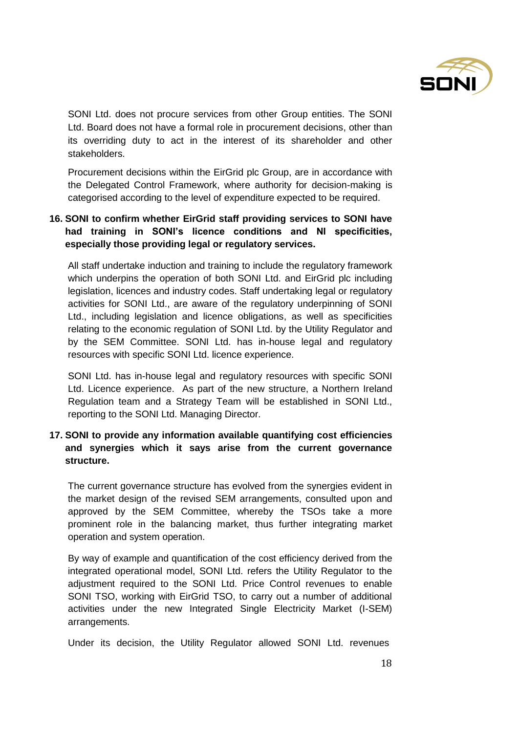SONI Ltd. does not procure services from other Group entities. The SONI Ltd. Board does not have a formal role in procurement decisions, other than its overriding duty to act in the interest of its shareholder and other stakeholders.

Procurement decisions within the EirGrid plc Group, are in accordance with the Delegated Control Framework, where authority for decision-making is categorised according to the level of expenditure expected to be required.

**16. SONI to confirm whether EirGrid staff providing services to SONI have had training in SONI's licence conditions and NI specificities, especially those providing legal or regulatory services.**

All staff undertake induction and training to include the regulatory framework which underpins the operation of both SONI Ltd. and EirGrid plc including legislation, licences and industry codes. Staff undertaking legal or regulatory activities for SONI Ltd., are aware of the regulatory underpinning of SONI Ltd., including legislation and licence obligations, as well as specificities relating to the economic regulation of SONI Ltd. by the Utility Regulator and by the SEM Committee. SONI Ltd. has in-house legal and regulatory resources with specific SONI Ltd. licence experience.

SONI Ltd. has in-house legal and regulatory resources with specific SONI Ltd. Licence experience. As part of the new structure, a Northern Ireland Regulation team and a Strategy Team will be established in SONI Ltd., reporting to the SONI Ltd. Managing Director.

**17. SONI to provide any information available quantifying cost efficiencies and synergies which it says arise from the current governance structure.**

The current governance structure has evolved from the synergies evident in the market design of the revised SEM arrangements, consulted upon and approved by the SEM Committee, whereby the TSOs take a more prominent role in the balancing market, thus further integrating market operation and system operation.

By way of example and quantification of the cost efficiency derived from the integrated operational model, SONI Ltd. refers the Utility Regulator to the adjustment required to the SONI Ltd. Price Control revenues to enable SONI TSO, working with EirGrid TSO, to carry out a number of additional activities under the new Integrated Single Electricity Market (I-SEM) arrangements.

Under its decision, the Utility Regulator allowed SONI Ltd. revenues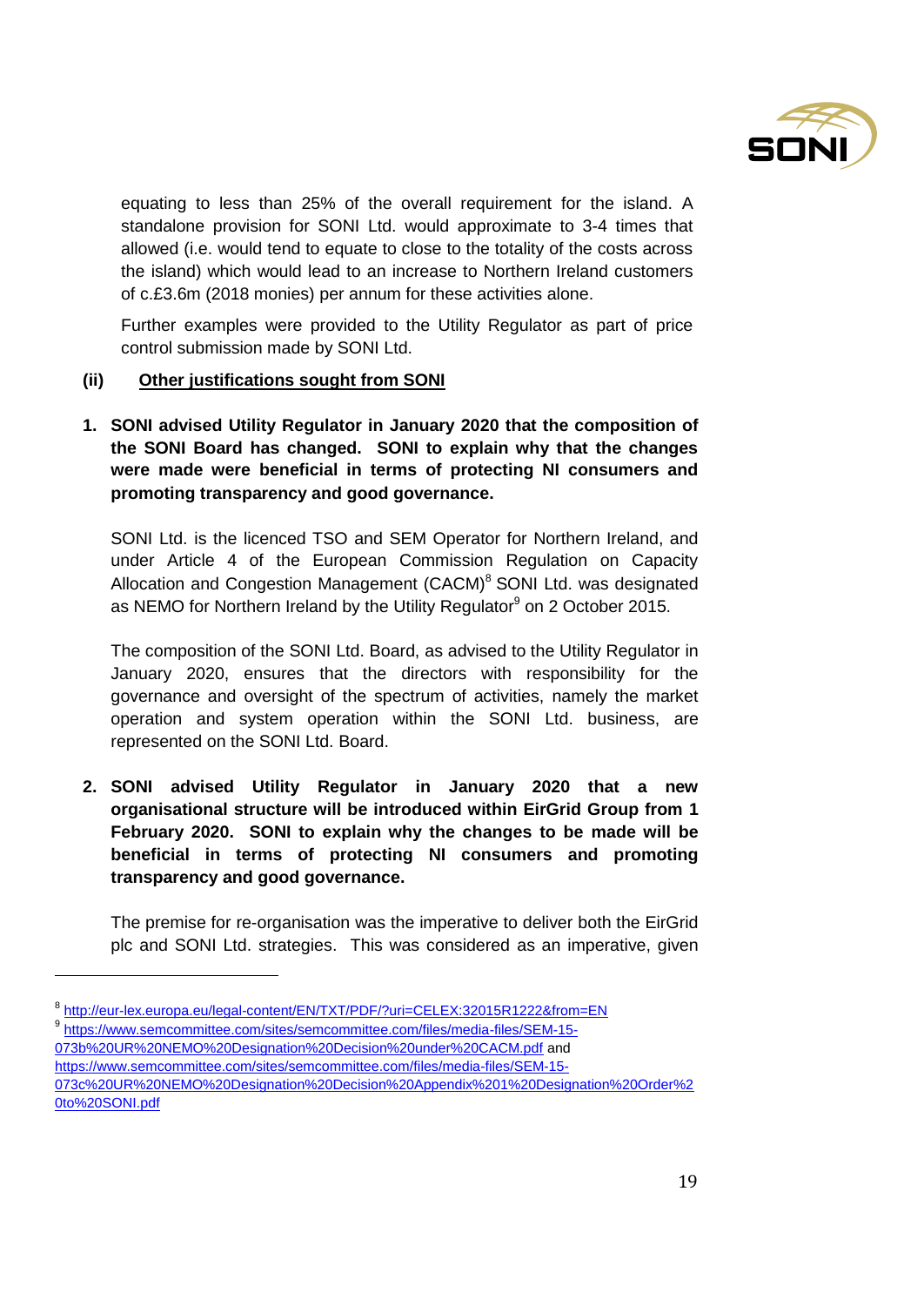equating to less than 25% of the overall requirement for the island. A standalone provision for SONI Ltd. would approximate to 3-4 times that allowed (i.e. would tend to equate to close to the totality of the costs across the island) which would lead to an increase to Northern Ireland customers of c.£3.6m (2018 monies) per annum for these activities alone.

Further examples were provided to the Utility Regulator as part of price control submission made by SONI Ltd.

**(ii) <u>Other justifications sought from SONI</u>**

**1. SONI advised Utility Regulator in January 2020 that the composition of the SONI Board has changed. SONI to explain why that the changes were made were beneficial in terms of protecting NI consumers and promoting transparency and good governance.**

SONI Ltd. is the licenced TSO and SEM Operator for Northern Ireland, and under Article 4 of the European Commission Regulation on Capacity Allocation and Congestion Management (CACM)[8] SONI Ltd. was designated as NEMO for Northern Ireland by the Utility Regulator[9] on 2 October 2015.

The composition of the SONI Ltd. Board, as advised to the Utility Regulator in January 2020, ensures that the directors with responsibility for the governance and oversight of the spectrum of activities, namely the market operation and system operation within the SONI Ltd. business, are represented on the SONI Ltd. Board.

**2. SONI advised Utility Regulator in January 2020 that a new organisational structure will be introduced within EirGrid Group from 1 February 2020. SONI to explain why the changes to be made will be beneficial in terms of protecting NI consumers and promoting transparency and good governance.**

The premise for re-organisation was the imperative to deliver both the EirGrid plc and SONI Ltd. strategies. This was considered as an imperative, given

---

[8] http://eur-lex.europa.eu/legal-content/EN/TXT/PDF/?uri=CELEX:32015R1222&from=EN

[9] https://www.semcommittee.com/sites/semcommittee.com/files/media-files/SEM-15-073b%20UR%20NEMO%20Designation%20Decision%20under%20CACM.pdf and https://www.semcommittee.com/sites/semcommittee.com/files/media-files/SEM-15-073c%20UR%20NEMO%20Designation%20Decision%20Appendix%201%20Designation%20Order%20to%20SONI.pdf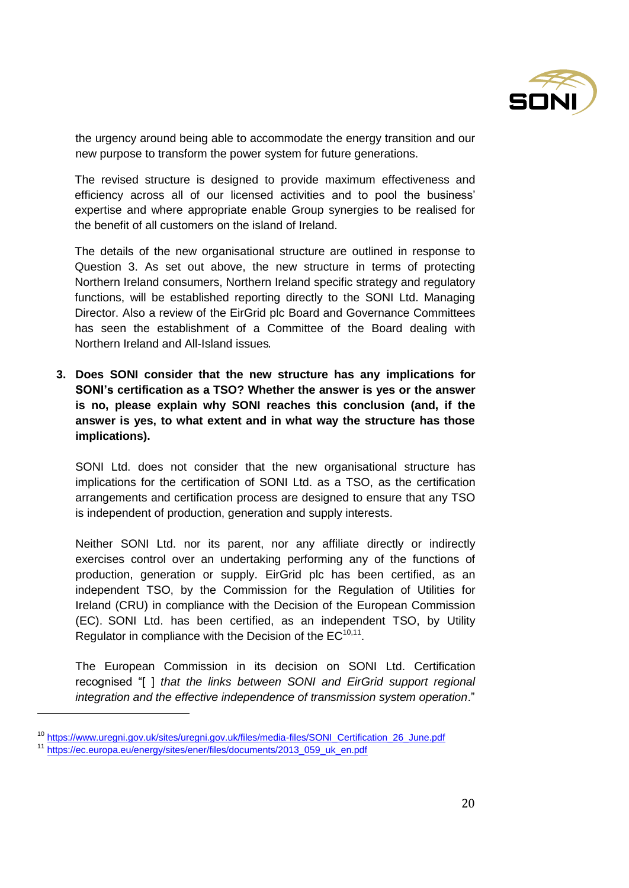the urgency around being able to accommodate the energy transition and our new purpose to transform the power system for future generations.

The revised structure is designed to provide maximum effectiveness and efficiency across all of our licensed activities and to pool the business' expertise and where appropriate enable Group synergies to be realised for the benefit of all customers on the island of Ireland.

The details of the new organisational structure are outlined in response to Question 3. As set out above, the new structure in terms of protecting Northern Ireland consumers, Northern Ireland specific strategy and regulatory functions, will be established reporting directly to the SONI Ltd. Managing Director. Also a review of the EirGrid plc Board and Governance Committees has seen the establishment of a Committee of the Board dealing with Northern Ireland and All-Island issues.

3. **Does SONI consider that the new structure has any implications for SONI's certification as a TSO? Whether the answer is yes or the answer is no, please explain why SONI reaches this conclusion (and, if the answer is yes, to what extent and in what way the structure has those implications).**

   SONI Ltd. does not consider that the new organisational structure has implications for the certification of SONI Ltd. as a TSO, as the certification arrangements and certification process are designed to ensure that any TSO is independent of production, generation and supply interests.

   Neither SONI Ltd. nor its parent, nor any affiliate directly or indirectly exercises control over an undertaking performing any of the functions of production, generation or supply. EirGrid plc has been certified, as an independent TSO, by the Commission for the Regulation of Utilities for Ireland (CRU) in compliance with the Decision of the European Commission (EC). SONI Ltd. has been certified, as an independent TSO, by Utility Regulator in compliance with the Decision of the EC[10,11].

   The European Commission in its decision on SONI Ltd. Certification recognised "[ ] *that the links between SONI and EirGrid support regional integration and the effective independence of transmission system operation*."

[10] https://www.uregni.gov.uk/sites/uregni.gov.uk/files/media-files/SONI_Certification_26_June.pdf

[11] https://ec.europa.eu/energy/sites/ener/files/documents/2013_059_uk_en.pdf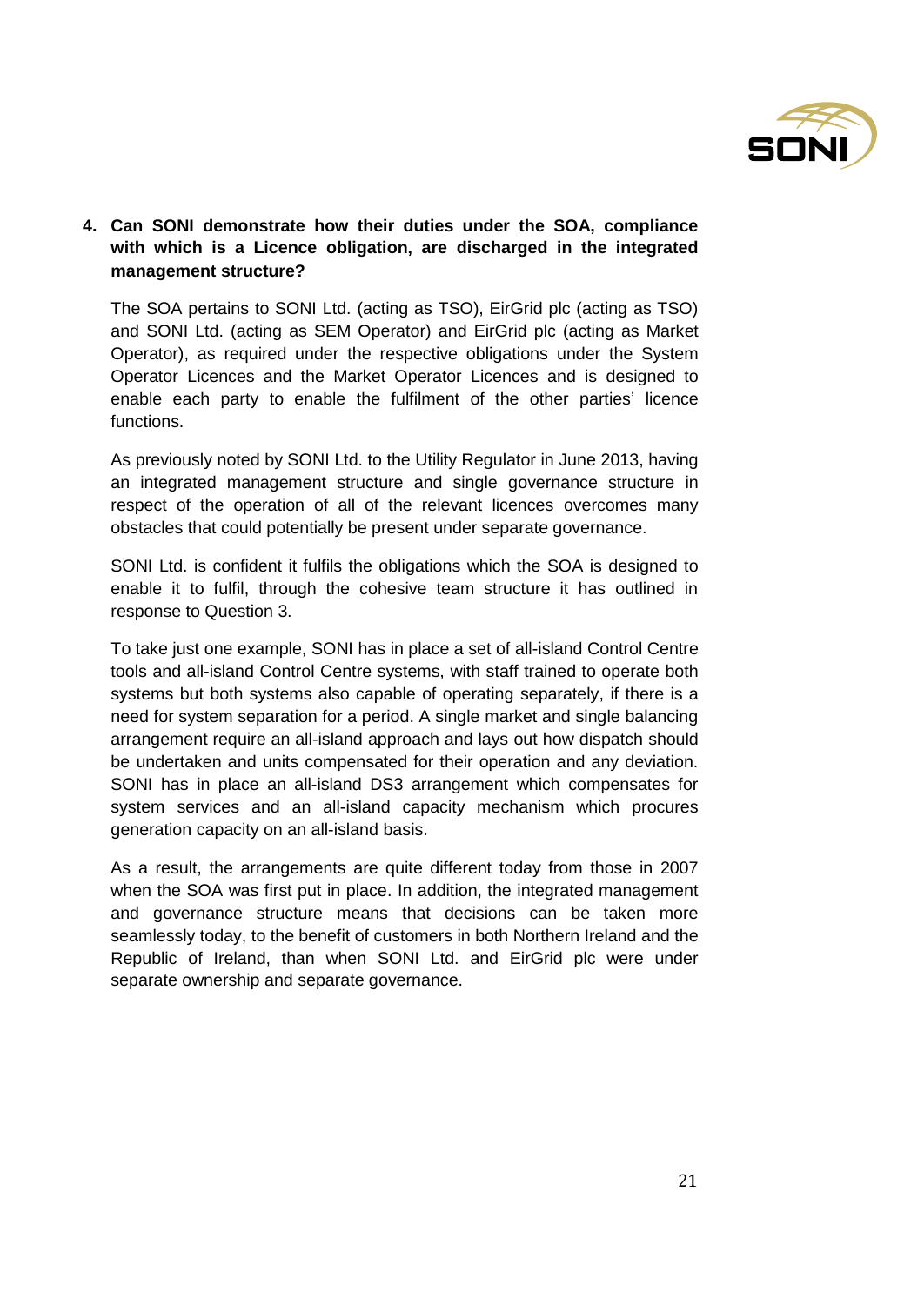4. **Can SONI demonstrate how their duties under the SOA, compliance with which is a Licence obligation, are discharged in the integrated management structure?**

   The SOA pertains to SONI Ltd. (acting as TSO), EirGrid plc (acting as TSO) and SONI Ltd. (acting as SEM Operator) and EirGrid plc (acting as Market Operator), as required under the respective obligations under the System Operator Licences and the Market Operator Licences and is designed to enable each party to enable the fulfilment of the other parties' licence functions.

   As previously noted by SONI Ltd. to the Utility Regulator in June 2013, having an integrated management structure and single governance structure in respect of the operation of all of the relevant licences overcomes many obstacles that could potentially be present under separate governance.

   SONI Ltd. is confident it fulfils the obligations which the SOA is designed to enable it to fulfil, through the cohesive team structure it has outlined in response to Question 3.

   To take just one example, SONI has in place a set of all-island Control Centre tools and all-island Control Centre systems, with staff trained to operate both systems but both systems also capable of operating separately, if there is a need for system separation for a period. A single market and single balancing arrangement require an all-island approach and lays out how dispatch should be undertaken and units compensated for their operation and any deviation. SONI has in place an all-island DS3 arrangement which compensates for system services and an all-island capacity mechanism which procures generation capacity on an all-island basis.

   As a result, the arrangements are quite different today from those in 2007 when the SOA was first put in place. In addition, the integrated management and governance structure means that decisions can be taken more seamlessly today, to the benefit of customers in both Northern Ireland and the Republic of Ireland, than when SONI Ltd. and EirGrid plc were under separate ownership and separate governance.